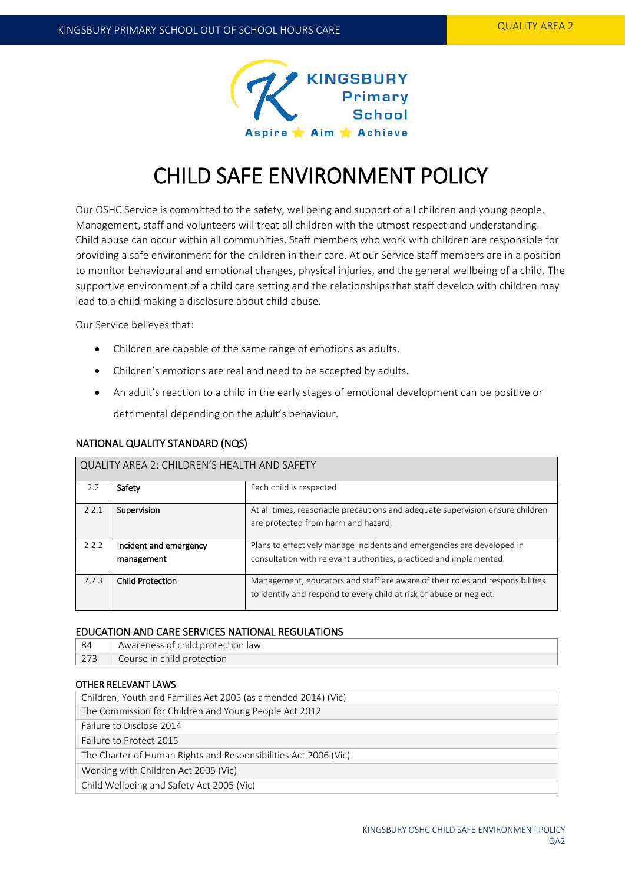# CHILD SAFE ENVIRONMENT POLICY

Our OSHC Service is committed to the safety, wellbeing and support of all children and young people. Management, staff and volunteers will treat all children with the utmost respect and understanding. Child abuse can occur within all communities. Staff members who work with children are responsible for providing a safe environment for the children in their care. At our Service staff members are in a position to monitor behavioural and emotional changes, physical injuries, and the general wellbeing of a child. The supportive environment of a child care setting and the relationships that staff develop with children may lead to a child making a disclosure about child abuse.

Our Service believes that:

- Children are capable of the same range of emotions as adults.
- Children's emotions are real and need to be accepted by adults.
- An adult's reaction to a child in the early stages of emotional development can be positive or detrimental depending on the adult's behaviour.

## NATIONAL QUALITY STANDARD (NQS)

| QUALITY AREA 2: CHILDREN'S HEALTH AND SAFETY | | |
|---|---|---|
| 2.2 | **Safety** | Each child is respected. |
| 2.2.1 | **Supervision** | At all times, reasonable precautions and adequate supervision ensure children are protected from harm and hazard. |
| 2.2.2 | **Incident and emergency management** | Plans to effectively manage incidents and emergencies are developed in consultation with relevant authorities, practiced and implemented. |
| 2.2.3 | **Child Protection** | Management, educators and staff are aware of their roles and responsibilities to identify and respond to every child at risk of abuse or neglect. |

## EDUCATION AND CARE SERVICES NATIONAL REGULATIONS

| | |
|---|---|
| 84 | Awareness of child protection law |
| 273 | Course in child protection |

## OTHER RELEVANT LAWS

| |
|---|
| Children, Youth and Families Act 2005 (as amended 2014) (Vic) |
| The Commission for Children and Young People Act 2012 |
| Failure to Disclose 2014 |
| Failure to Protect 2015 |
| The Charter of Human Rights and Responsibilities Act 2006 (Vic) |
| Working with Children Act 2005 (Vic) |
| Child Wellbeing and Safety Act 2005 (Vic) |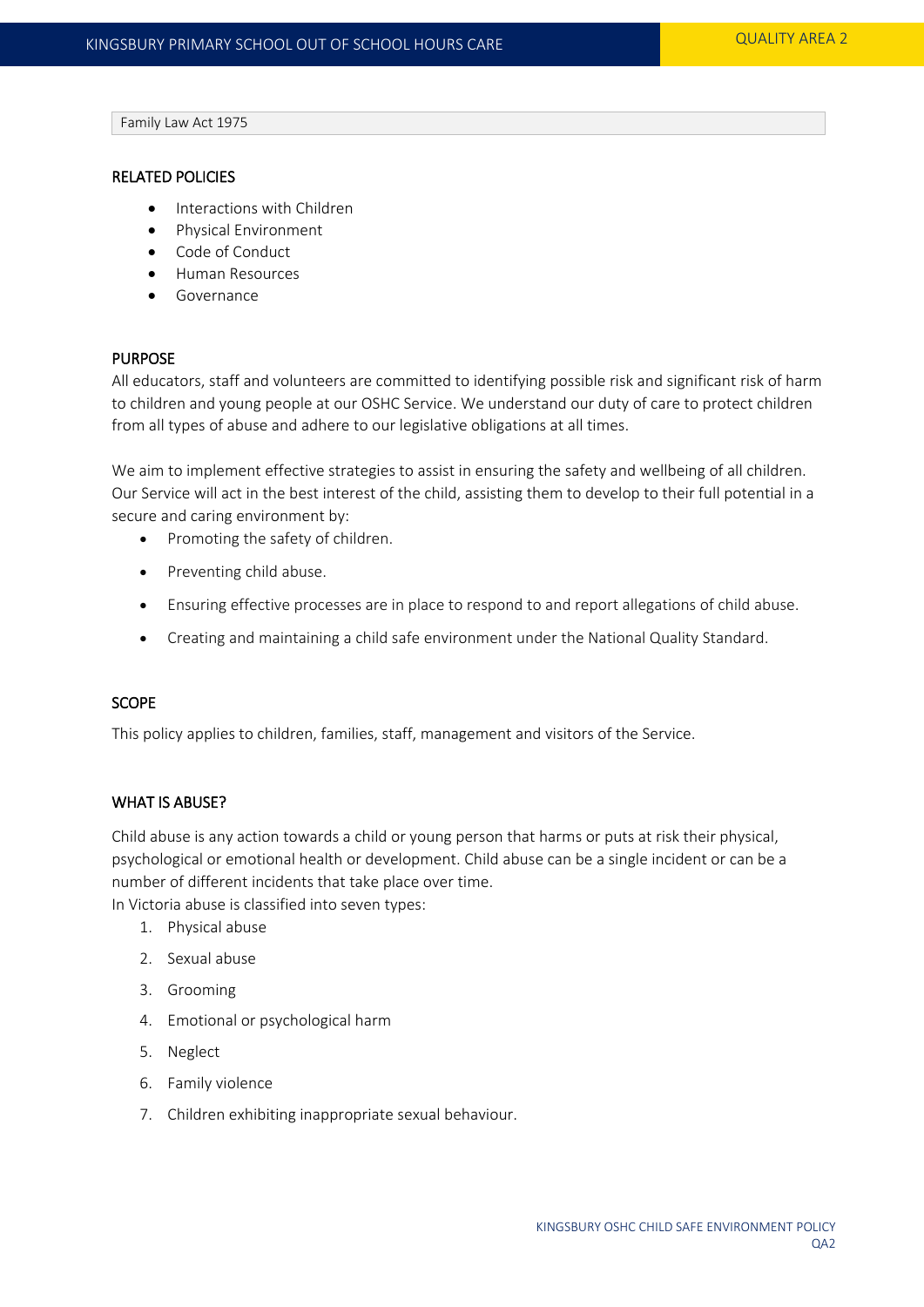| Family Law Act 1975 |
| --- |

## RELATED POLICIES

- Interactions with Children
- Physical Environment
- Code of Conduct
- Human Resources
- Governance

## PURPOSE

All educators, staff and volunteers are committed to identifying possible risk and significant risk of harm to children and young people at our OSHC Service. We understand our duty of care to protect children from all types of abuse and adhere to our legislative obligations at all times.

We aim to implement effective strategies to assist in ensuring the safety and wellbeing of all children. Our Service will act in the best interest of the child, assisting them to develop to their full potential in a secure and caring environment by:

- Promoting the safety of children.
- Preventing child abuse.
- Ensuring effective processes are in place to respond to and report allegations of child abuse.
- Creating and maintaining a child safe environment under the National Quality Standard.

## SCOPE

This policy applies to children, families, staff, management and visitors of the Service.

## WHAT IS ABUSE?

Child abuse is any action towards a child or young person that harms or puts at risk their physical, psychological or emotional health or development. Child abuse can be a single incident or can be a number of different incidents that take place over time.
In Victoria abuse is classified into seven types:

1. Physical abuse
2. Sexual abuse
3. Grooming
4. Emotional or psychological harm
5. Neglect
6. Family violence
7. Children exhibiting inappropriate sexual behaviour.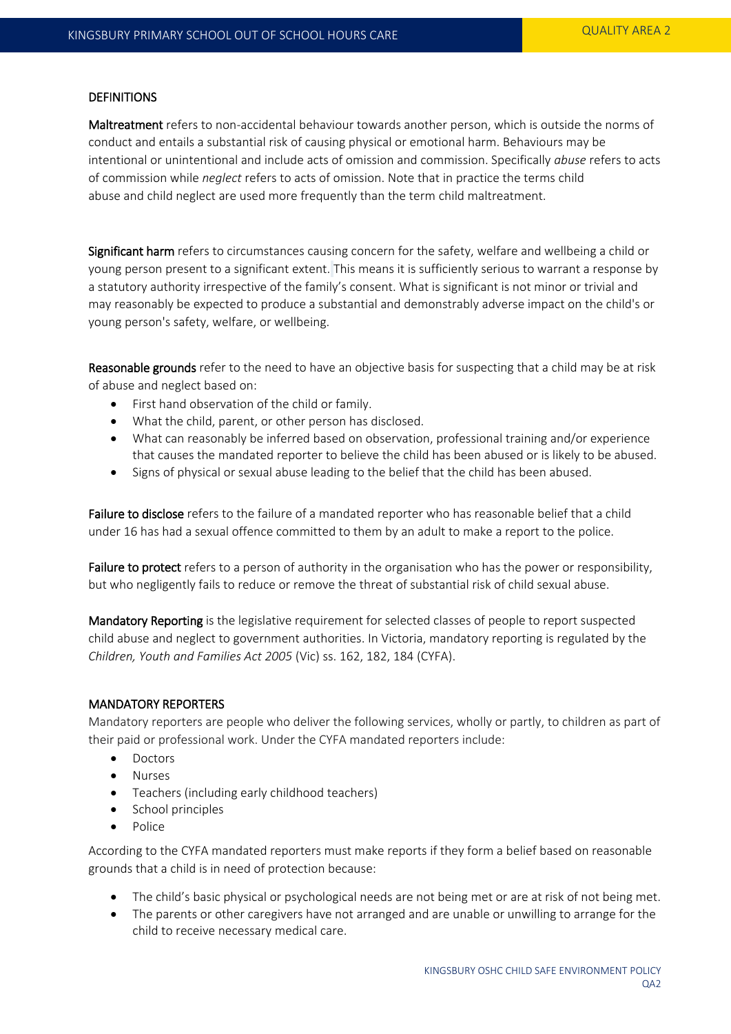## DEFINITIONS

**Maltreatment** refers to non-accidental behaviour towards another person, which is outside the norms of conduct and entails a substantial risk of causing physical or emotional harm. Behaviours may be intentional or unintentional and include acts of omission and commission. Specifically *abuse* refers to acts of commission while *neglect* refers to acts of omission. Note that in practice the terms child abuse and child neglect are used more frequently than the term child maltreatment.

**Significant harm** refers to circumstances causing concern for the safety, welfare and wellbeing a child or young person present to a significant extent. This means it is sufficiently serious to warrant a response by a statutory authority irrespective of the family's consent. What is significant is not minor or trivial and may reasonably be expected to produce a substantial and demonstrably adverse impact on the child's or young person's safety, welfare, or wellbeing.

**Reasonable grounds** refer to the need to have an objective basis for suspecting that a child may be at risk of abuse and neglect based on:

- First hand observation of the child or family.
- What the child, parent, or other person has disclosed.
- What can reasonably be inferred based on observation, professional training and/or experience that causes the mandated reporter to believe the child has been abused or is likely to be abused.
- Signs of physical or sexual abuse leading to the belief that the child has been abused.

**Failure to disclose** refers to the failure of a mandated reporter who has reasonable belief that a child under 16 has had a sexual offence committed to them by an adult to make a report to the police.

**Failure to protect** refers to a person of authority in the organisation who has the power or responsibility, but who negligently fails to reduce or remove the threat of substantial risk of child sexual abuse.

**Mandatory Reporting** is the legislative requirement for selected classes of people to report suspected child abuse and neglect to government authorities. In Victoria, mandatory reporting is regulated by the *Children, Youth and Families Act 2005* (Vic) ss. 162, 182, 184 (CYFA).

## MANDATORY REPORTERS

Mandatory reporters are people who deliver the following services, wholly or partly, to children as part of their paid or professional work. Under the CYFA mandated reporters include:

- Doctors
- Nurses
- Teachers (including early childhood teachers)
- School principles
- Police

According to the CYFA mandated reporters must make reports if they form a belief based on reasonable grounds that a child is in need of protection because:

- The child's basic physical or psychological needs are not being met or are at risk of not being met.
- The parents or other caregivers have not arranged and are unable or unwilling to arrange for the child to receive necessary medical care.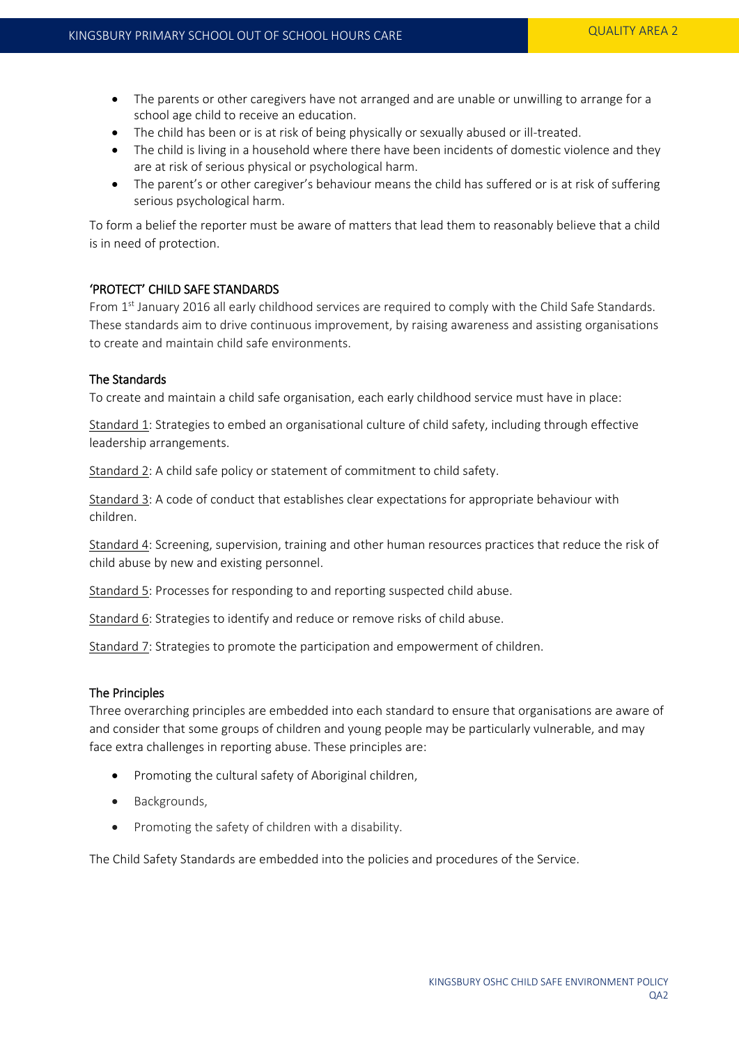- The parents or other caregivers have not arranged and are unable or unwilling to arrange for a school age child to receive an education.
- The child has been or is at risk of being physically or sexually abused or ill-treated.
- The child is living in a household where there have been incidents of domestic violence and they are at risk of serious physical or psychological harm.
- The parent's or other caregiver's behaviour means the child has suffered or is at risk of suffering serious psychological harm.

To form a belief the reporter must be aware of matters that lead them to reasonably believe that a child is in need of protection.

## 'PROTECT' CHILD SAFE STANDARDS

From 1st January 2016 all early childhood services are required to comply with the Child Safe Standards. These standards aim to drive continuous improvement, by raising awareness and assisting organisations to create and maintain child safe environments.

### The Standards

To create and maintain a child safe organisation, each early childhood service must have in place:

Standard 1: Strategies to embed an organisational culture of child safety, including through effective leadership arrangements.

Standard 2: A child safe policy or statement of commitment to child safety.

Standard 3: A code of conduct that establishes clear expectations for appropriate behaviour with children.

Standard 4: Screening, supervision, training and other human resources practices that reduce the risk of child abuse by new and existing personnel.

Standard 5: Processes for responding to and reporting suspected child abuse.

Standard 6: Strategies to identify and reduce or remove risks of child abuse.

Standard 7: Strategies to promote the participation and empowerment of children.

### The Principles

Three overarching principles are embedded into each standard to ensure that organisations are aware of and consider that some groups of children and young people may be particularly vulnerable, and may face extra challenges in reporting abuse. These principles are:

- Promoting the cultural safety of Aboriginal children,
- Backgrounds,
- Promoting the safety of children with a disability.

The Child Safety Standards are embedded into the policies and procedures of the Service.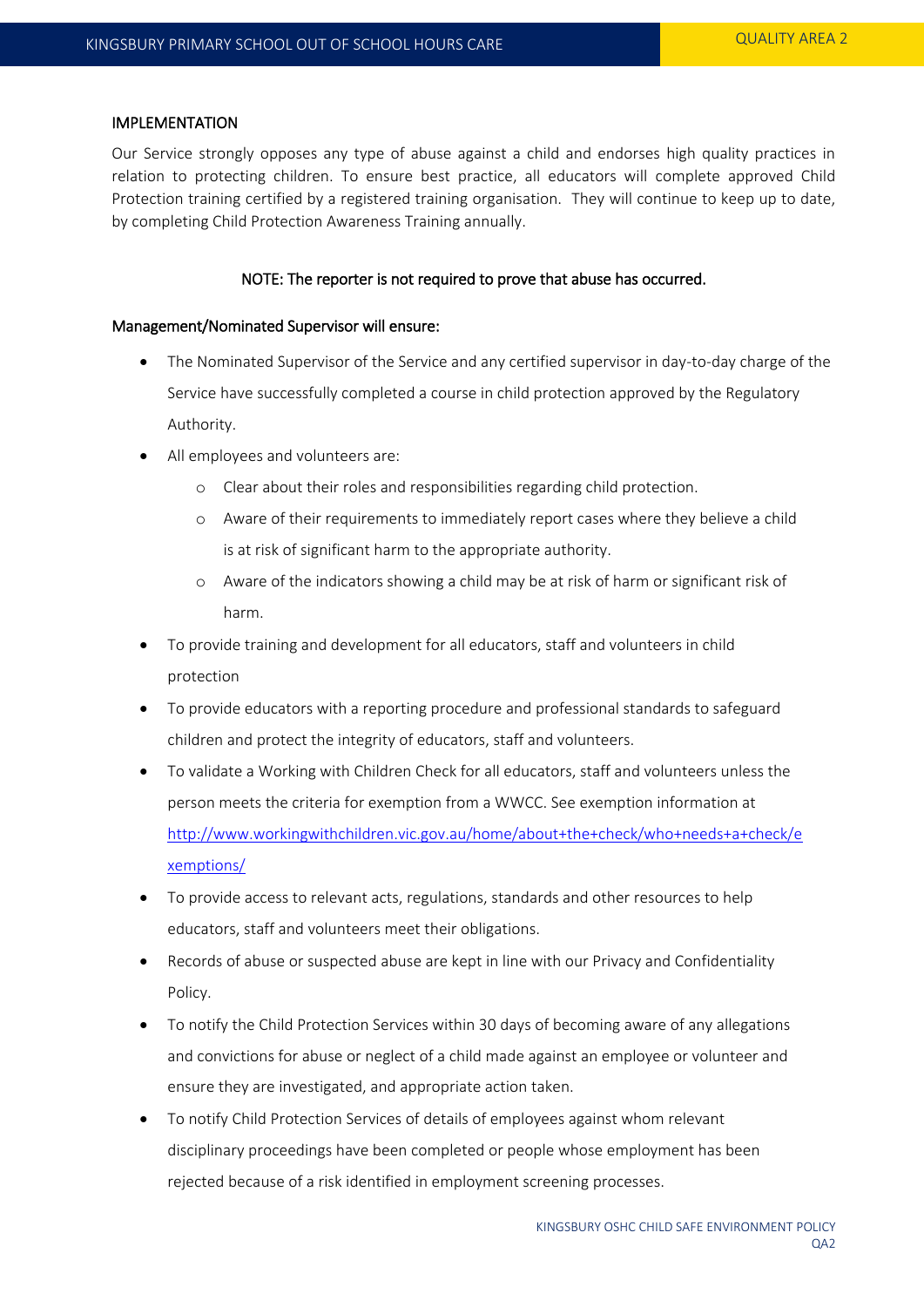## IMPLEMENTATION

Our Service strongly opposes any type of abuse against a child and endorses high quality practices in relation to protecting children. To ensure best practice, all educators will complete approved Child Protection training certified by a registered training organisation. They will continue to keep up to date, by completing Child Protection Awareness Training annually.

NOTE: The reporter is not required to prove that abuse has occurred.

### Management/Nominated Supervisor will ensure:

- The Nominated Supervisor of the Service and any certified supervisor in day-to-day charge of the Service have successfully completed a course in child protection approved by the Regulatory Authority.
- All employees and volunteers are:
  - Clear about their roles and responsibilities regarding child protection.
  - Aware of their requirements to immediately report cases where they believe a child is at risk of significant harm to the appropriate authority.
  - Aware of the indicators showing a child may be at risk of harm or significant risk of harm.
- To provide training and development for all educators, staff and volunteers in child protection
- To provide educators with a reporting procedure and professional standards to safeguard children and protect the integrity of educators, staff and volunteers.
- To validate a Working with Children Check for all educators, staff and volunteers unless the person meets the criteria for exemption from a WWCC. See exemption information at [http://www.workingwithchildren.vic.gov.au/home/about+the+check/who+needs+a+check/exemptions/](http://www.workingwithchildren.vic.gov.au/home/about+the+check/who+needs+a+check/exemptions/)
- To provide access to relevant acts, regulations, standards and other resources to help educators, staff and volunteers meet their obligations.
- Records of abuse or suspected abuse are kept in line with our Privacy and Confidentiality Policy.
- To notify the Child Protection Services within 30 days of becoming aware of any allegations and convictions for abuse or neglect of a child made against an employee or volunteer and ensure they are investigated, and appropriate action taken.
- To notify Child Protection Services of details of employees against whom relevant disciplinary proceedings have been completed or people whose employment has been rejected because of a risk identified in employment screening processes.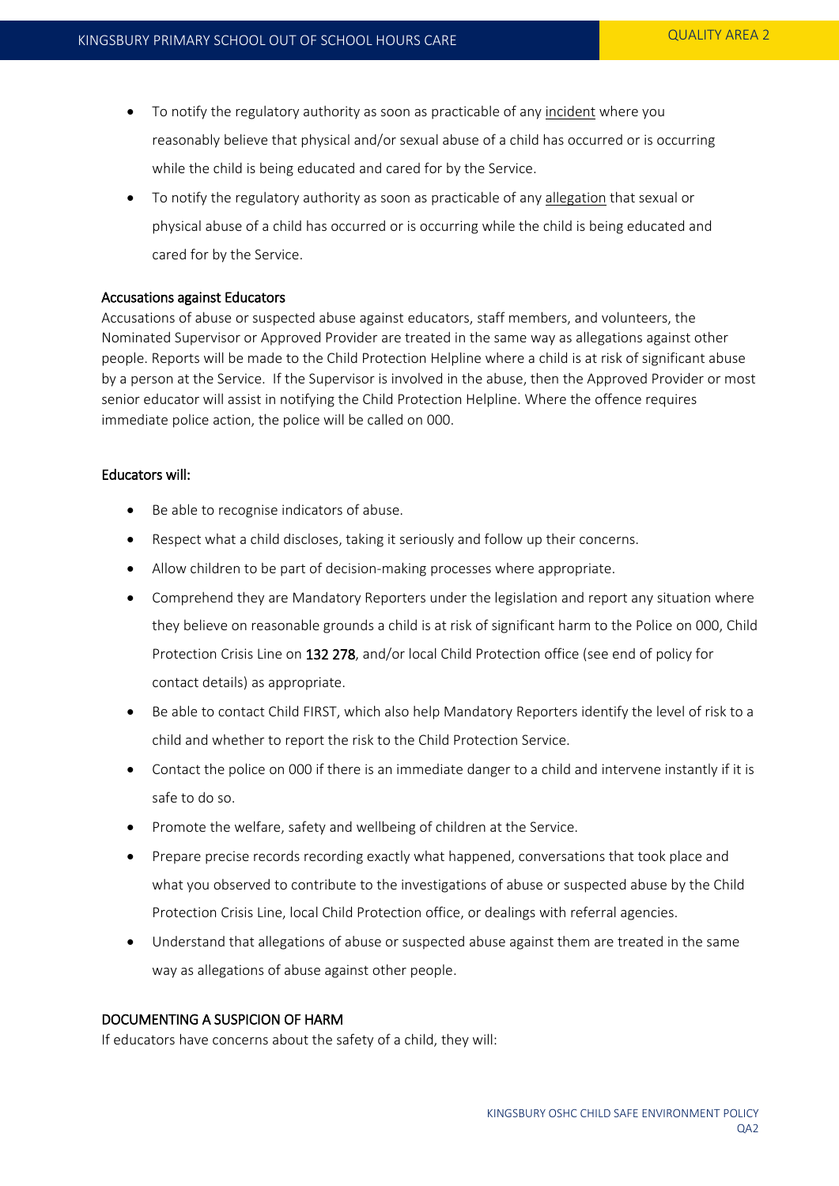- To notify the regulatory authority as soon as practicable of any incident where you reasonably believe that physical and/or sexual abuse of a child has occurred or is occurring while the child is being educated and cared for by the Service.
- To notify the regulatory authority as soon as practicable of any allegation that sexual or physical abuse of a child has occurred or is occurring while the child is being educated and cared for by the Service.

### Accusations against Educators

Accusations of abuse or suspected abuse against educators, staff members, and volunteers, the Nominated Supervisor or Approved Provider are treated in the same way as allegations against other people. Reports will be made to the Child Protection Helpline where a child is at risk of significant abuse by a person at the Service. If the Supervisor is involved in the abuse, then the Approved Provider or most senior educator will assist in notifying the Child Protection Helpline. Where the offence requires immediate police action, the police will be called on 000.

### Educators will:

- Be able to recognise indicators of abuse.
- Respect what a child discloses, taking it seriously and follow up their concerns.
- Allow children to be part of decision-making processes where appropriate.
- Comprehend they are Mandatory Reporters under the legislation and report any situation where they believe on reasonable grounds a child is at risk of significant harm to the Police on 000, Child Protection Crisis Line on **132 278**, and/or local Child Protection office (see end of policy for contact details) as appropriate.
- Be able to contact Child FIRST, which also help Mandatory Reporters identify the level of risk to a child and whether to report the risk to the Child Protection Service.
- Contact the police on 000 if there is an immediate danger to a child and intervene instantly if it is safe to do so.
- Promote the welfare, safety and wellbeing of children at the Service.
- Prepare precise records recording exactly what happened, conversations that took place and what you observed to contribute to the investigations of abuse or suspected abuse by the Child Protection Crisis Line, local Child Protection office, or dealings with referral agencies.
- Understand that allegations of abuse or suspected abuse against them are treated in the same way as allegations of abuse against other people.

### DOCUMENTING A SUSPICION OF HARM

If educators have concerns about the safety of a child, they will: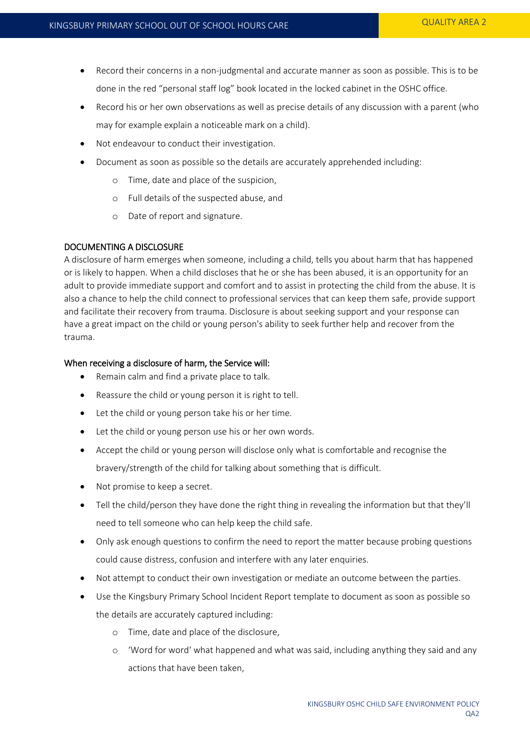- Record their concerns in a non-judgmental and accurate manner as soon as possible. This is to be done in the red "personal staff log" book located in the locked cabinet in the OSHC office.
- Record his or her own observations as well as precise details of any discussion with a parent (who may for example explain a noticeable mark on a child).
- Not endeavour to conduct their investigation.
- Document as soon as possible so the details are accurately apprehended including:
  - Time, date and place of the suspicion,
  - Full details of the suspected abuse, and
  - Date of report and signature.

## DOCUMENTING A DISCLOSURE

A disclosure of harm emerges when someone, including a child, tells you about harm that has happened or is likely to happen. When a child discloses that he or she has been abused, it is an opportunity for an adult to provide immediate support and comfort and to assist in protecting the child from the abuse. It is also a chance to help the child connect to professional services that can keep them safe, provide support and facilitate their recovery from trauma. Disclosure is about seeking support and your response can have a great impact on the child or young person's ability to seek further help and recover from the trauma.

### When receiving a disclosure of harm, the Service will:

- Remain calm and find a private place to talk.
- Reassure the child or young person it is right to tell.
- Let the child or young person take his or her time.
- Let the child or young person use his or her own words.
- Accept the child or young person will disclose only what is comfortable and recognise the bravery/strength of the child for talking about something that is difficult.
- Not promise to keep a secret.
- Tell the child/person they have done the right thing in revealing the information but that they'll need to tell someone who can help keep the child safe.
- Only ask enough questions to confirm the need to report the matter because probing questions could cause distress, confusion and interfere with any later enquiries.
- Not attempt to conduct their own investigation or mediate an outcome between the parties.
- Use the Kingsbury Primary School Incident Report template to document as soon as possible so the details are accurately captured including:
  - Time, date and place of the disclosure,
  - 'Word for word' what happened and what was said, including anything they said and any actions that have been taken,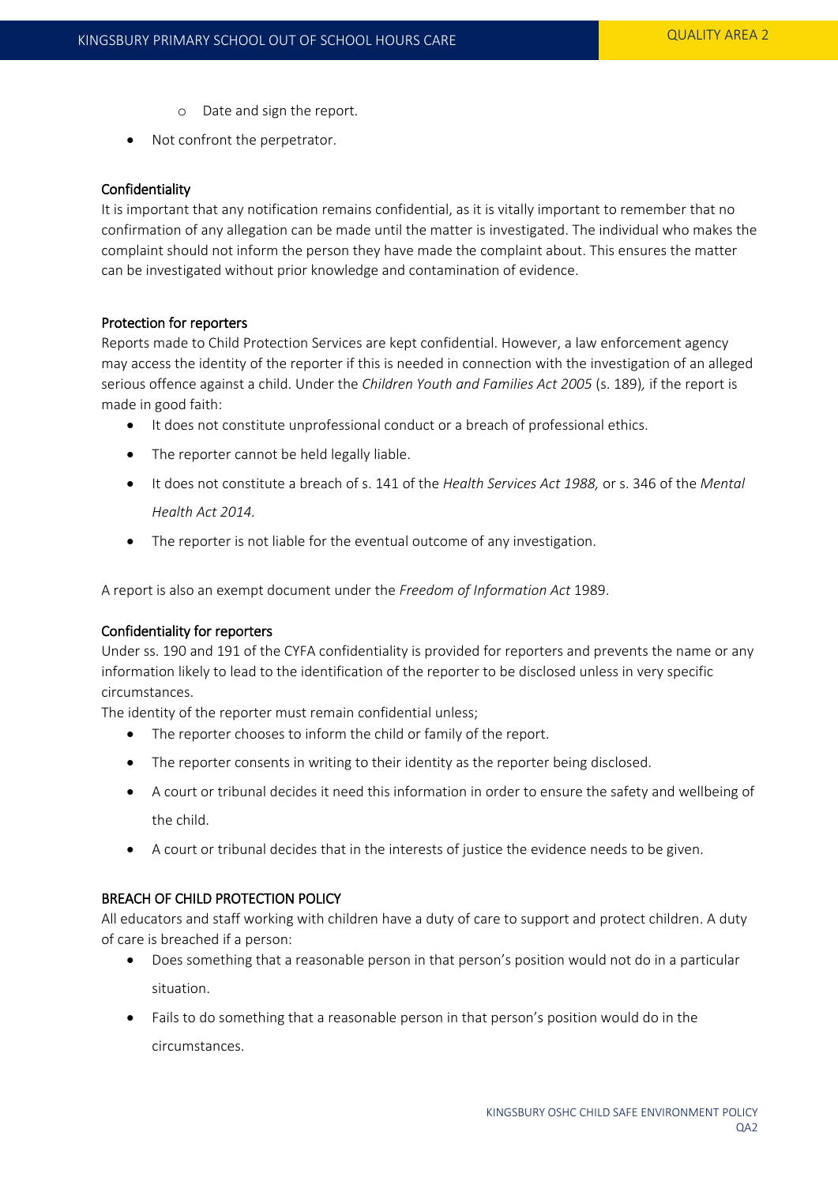- Date and sign the report.

- Not confront the perpetrator.

### Confidentiality

It is important that any notification remains confidential, as it is vitally important to remember that no confirmation of any allegation can be made until the matter is investigated. The individual who makes the complaint should not inform the person they have made the complaint about. This ensures the matter can be investigated without prior knowledge and contamination of evidence.

### Protection for reporters

Reports made to Child Protection Services are kept confidential. However, a law enforcement agency may access the identity of the reporter if this is needed in connection with the investigation of an alleged serious offence against a child. Under the *Children Youth and Families Act 2005* (s. 189)*,* if the report is made in good faith:

- It does not constitute unprofessional conduct or a breach of professional ethics.
- The reporter cannot be held legally liable.
- It does not constitute a breach of s. 141 of the *Health Services Act 1988,* or s. 346 of the *Mental Health Act 2014.*
- The reporter is not liable for the eventual outcome of any investigation.

A report is also an exempt document under the *Freedom of Information Act* 1989.

### Confidentiality for reporters

Under ss. 190 and 191 of the CYFA confidentiality is provided for reporters and prevents the name or any information likely to lead to the identification of the reporter to be disclosed unless in very specific circumstances.

The identity of the reporter must remain confidential unless;

- The reporter chooses to inform the child or family of the report.
- The reporter consents in writing to their identity as the reporter being disclosed.
- A court or tribunal decides it need this information in order to ensure the safety and wellbeing of the child.
- A court or tribunal decides that in the interests of justice the evidence needs to be given.

### BREACH OF CHILD PROTECTION POLICY

All educators and staff working with children have a duty of care to support and protect children. A duty of care is breached if a person:

- Does something that a reasonable person in that person's position would not do in a particular situation.
- Fails to do something that a reasonable person in that person's position would do in the circumstances.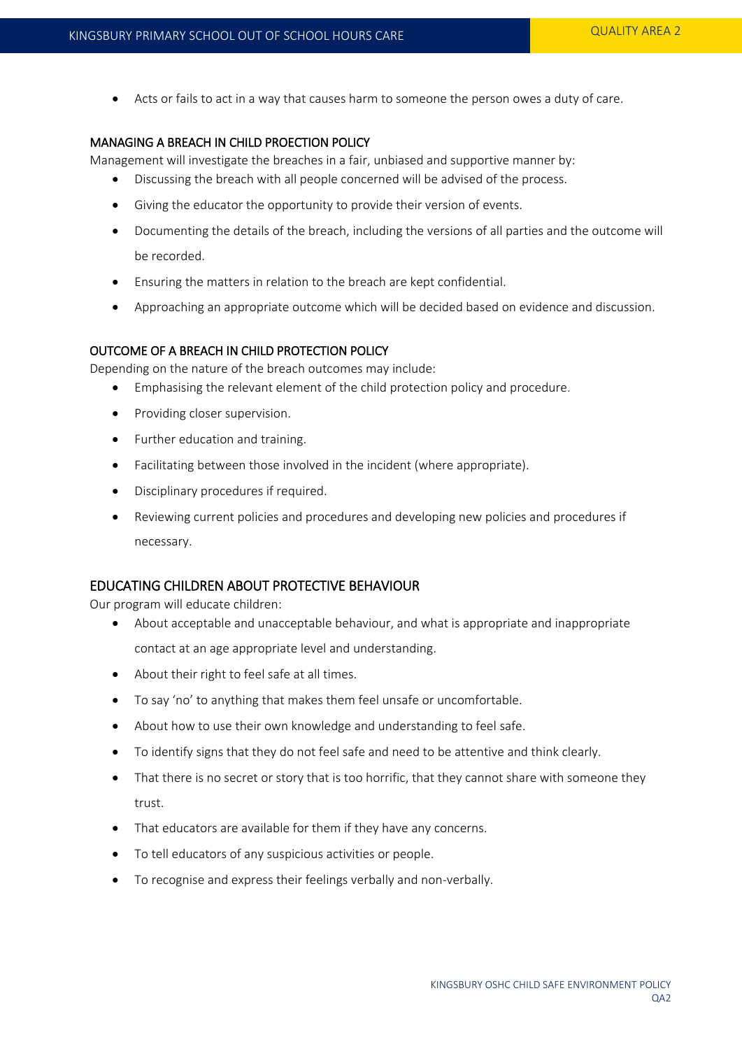- Acts or fails to act in a way that causes harm to someone the person owes a duty of care.

### MANAGING A BREACH IN CHILD PROECTION POLICY

Management will investigate the breaches in a fair, unbiased and supportive manner by:

- Discussing the breach with all people concerned will be advised of the process.
- Giving the educator the opportunity to provide their version of events.
- Documenting the details of the breach, including the versions of all parties and the outcome will be recorded.
- Ensuring the matters in relation to the breach are kept confidential.
- Approaching an appropriate outcome which will be decided based on evidence and discussion.

### OUTCOME OF A BREACH IN CHILD PROTECTION POLICY

Depending on the nature of the breach outcomes may include:

- Emphasising the relevant element of the child protection policy and procedure.
- Providing closer supervision.
- Further education and training.
- Facilitating between those involved in the incident (where appropriate).
- Disciplinary procedures if required.
- Reviewing current policies and procedures and developing new policies and procedures if necessary.

## EDUCATING CHILDREN ABOUT PROTECTIVE BEHAVIOUR

Our program will educate children:

- About acceptable and unacceptable behaviour, and what is appropriate and inappropriate contact at an age appropriate level and understanding.
- About their right to feel safe at all times.
- To say 'no' to anything that makes them feel unsafe or uncomfortable.
- About how to use their own knowledge and understanding to feel safe.
- To identify signs that they do not feel safe and need to be attentive and think clearly.
- That there is no secret or story that is too horrific, that they cannot share with someone they trust.
- That educators are available for them if they have any concerns.
- To tell educators of any suspicious activities or people.
- To recognise and express their feelings verbally and non-verbally.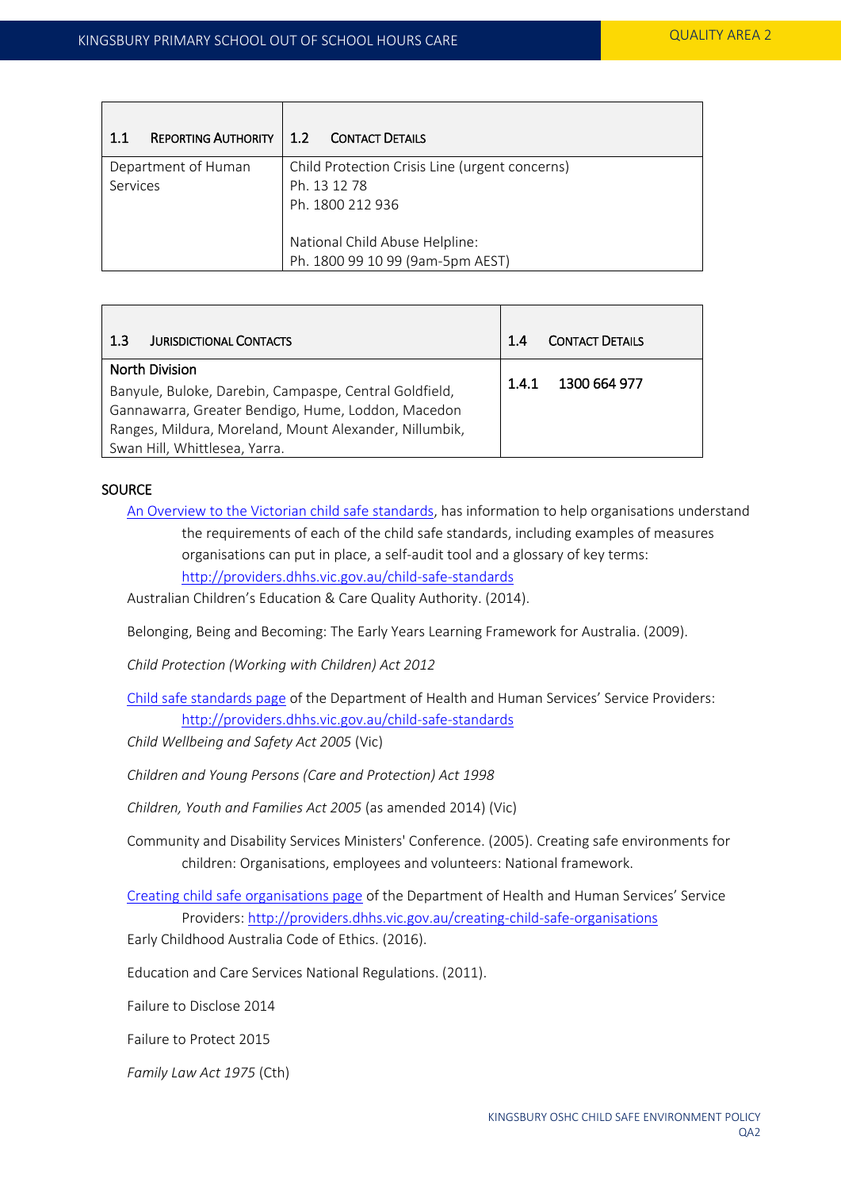| 1.1 Reporting Authority | 1.2 Contact Details |
|---|---|
| Department of Human Services | Child Protection Crisis Line (urgent concerns)<br>Ph. 13 12 78<br>Ph. 1800 212 936<br><br>National Child Abuse Helpline:<br>Ph. 1800 99 10 99 (9am-5pm AEST) |

| 1.3 Jurisdictional Contacts | 1.4 Contact Details |
|---|---|
| **North Division**<br>Banyule, Buloke, Darebin, Campaspe, Central Goldfield, Gannawarra, Greater Bendigo, Hume, Loddon, Macedon Ranges, Mildura, Moreland, Mount Alexander, Nillumbik, Swan Hill, Whittlesea, Yarra. | 1.4.1 1300 664 977 |

## SOURCE

An Overview to the Victorian child safe standards, has information to help organisations understand the requirements of each of the child safe standards, including examples of measures organisations can put in place, a self-audit tool and a glossary of key terms: http://providers.dhhs.vic.gov.au/child-safe-standards

Australian Children's Education & Care Quality Authority. (2014).

Belonging, Being and Becoming: The Early Years Learning Framework for Australia. (2009).

*Child Protection (Working with Children) Act 2012*

Child safe standards page of the Department of Health and Human Services' Service Providers: http://providers.dhhs.vic.gov.au/child-safe-standards

*Child Wellbeing and Safety Act 2005* (Vic)

*Children and Young Persons (Care and Protection) Act 1998*

*Children, Youth and Families Act 2005* (as amended 2014) (Vic)

Community and Disability Services Ministers' Conference. (2005). Creating safe environments for children: Organisations, employees and volunteers: National framework.

Creating child safe organisations page of the Department of Health and Human Services' Service Providers: http://providers.dhhs.vic.gov.au/creating-child-safe-organisations

Early Childhood Australia Code of Ethics. (2016).

Education and Care Services National Regulations. (2011).

Failure to Disclose 2014

Failure to Protect 2015

*Family Law Act 1975* (Cth)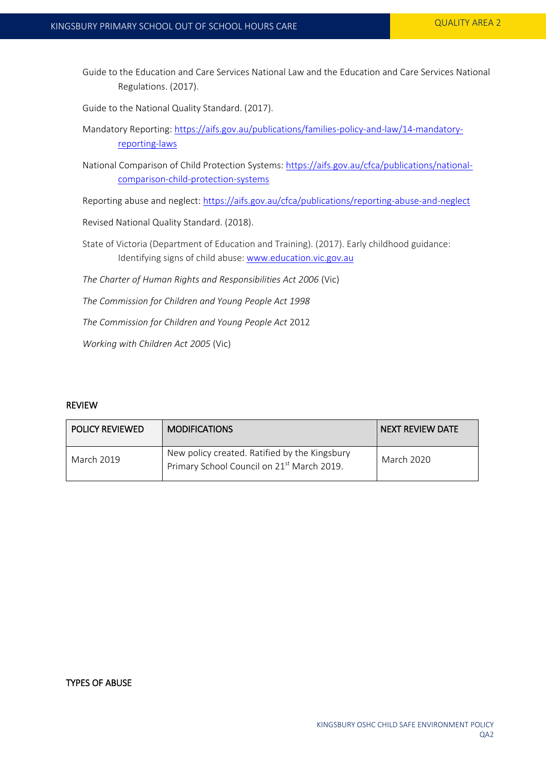Guide to the Education and Care Services National Law and the Education and Care Services National Regulations. (2017).

Guide to the National Quality Standard. (2017).

Mandatory Reporting: [https://aifs.gov.au/publications/families-policy-and-law/14-mandatory-reporting-laws](https://aifs.gov.au/publications/families-policy-and-law/14-mandatory-reporting-laws)

National Comparison of Child Protection Systems: [https://aifs.gov.au/cfca/publications/national-comparison-child-protection-systems](https://aifs.gov.au/cfca/publications/national-comparison-child-protection-systems)

Reporting abuse and neglect: [https://aifs.gov.au/cfca/publications/reporting-abuse-and-neglect](https://aifs.gov.au/cfca/publications/reporting-abuse-and-neglect)

Revised National Quality Standard. (2018).

State of Victoria (Department of Education and Training). (2017). Early childhood guidance: Identifying signs of child abuse: [www.education.vic.gov.au](http://www.education.vic.gov.au)

*The Charter of Human Rights and Responsibilities Act 2006* (Vic)

*The Commission for Children and Young People Act 1998*

*The Commission for Children and Young People Act* 2012

*Working with Children Act 2005* (Vic)

## REVIEW

| POLICY REVIEWED | MODIFICATIONS | NEXT REVIEW DATE |
|---|---|---|
| March 2019 | New policy created. Ratified by the Kingsbury Primary School Council on 21st March 2019. | March 2020 |

## TYPES OF ABUSE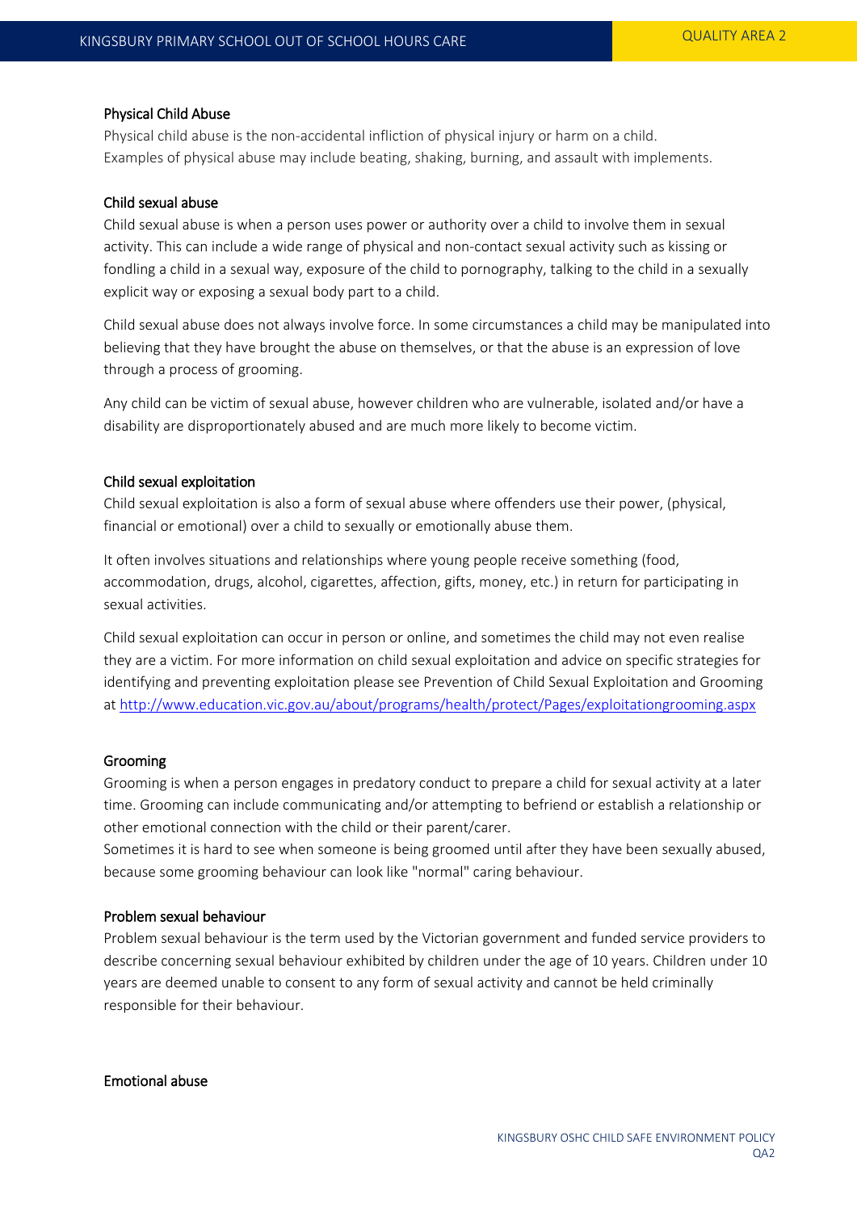### Physical Child Abuse

Physical child abuse is the non-accidental infliction of physical injury or harm on a child. Examples of physical abuse may include beating, shaking, burning, and assault with implements.

### Child sexual abuse

Child sexual abuse is when a person uses power or authority over a child to involve them in sexual activity. This can include a wide range of physical and non-contact sexual activity such as kissing or fondling a child in a sexual way, exposure of the child to pornography, talking to the child in a sexually explicit way or exposing a sexual body part to a child.

Child sexual abuse does not always involve force. In some circumstances a child may be manipulated into believing that they have brought the abuse on themselves, or that the abuse is an expression of love through a process of grooming.

Any child can be victim of sexual abuse, however children who are vulnerable, isolated and/or have a disability are disproportionately abused and are much more likely to become victim.

### Child sexual exploitation

Child sexual exploitation is also a form of sexual abuse where offenders use their power, (physical, financial or emotional) over a child to sexually or emotionally abuse them.

It often involves situations and relationships where young people receive something (food, accommodation, drugs, alcohol, cigarettes, affection, gifts, money, etc.) in return for participating in sexual activities.

Child sexual exploitation can occur in person or online, and sometimes the child may not even realise they are a victim. For more information on child sexual exploitation and advice on specific strategies for identifying and preventing exploitation please see Prevention of Child Sexual Exploitation and Grooming at [http://www.education.vic.gov.au/about/programs/health/protect/Pages/exploitationgrooming.aspx](http://www.education.vic.gov.au/about/programs/health/protect/Pages/exploitationgrooming.aspx)

### Grooming

Grooming is when a person engages in predatory conduct to prepare a child for sexual activity at a later time. Grooming can include communicating and/or attempting to befriend or establish a relationship or other emotional connection with the child or their parent/carer.
Sometimes it is hard to see when someone is being groomed until after they have been sexually abused, because some grooming behaviour can look like "normal" caring behaviour.

### Problem sexual behaviour

Problem sexual behaviour is the term used by the Victorian government and funded service providers to describe concerning sexual behaviour exhibited by children under the age of 10 years. Children under 10 years are deemed unable to consent to any form of sexual activity and cannot be held criminally responsible for their behaviour.

### Emotional abuse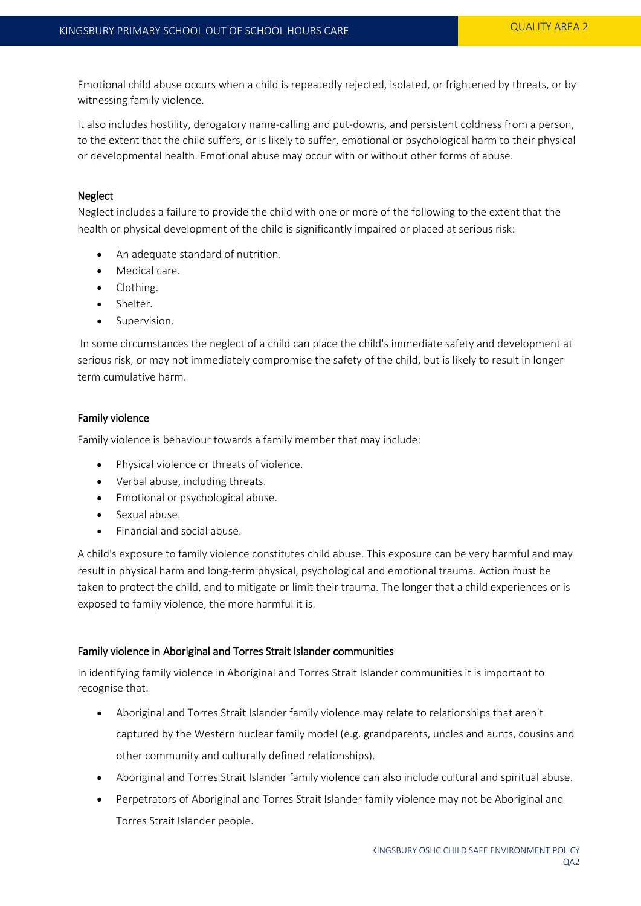Emotional child abuse occurs when a child is repeatedly rejected, isolated, or frightened by threats, or by witnessing family violence.

It also includes hostility, derogatory name-calling and put-downs, and persistent coldness from a person, to the extent that the child suffers, or is likely to suffer, emotional or psychological harm to their physical or developmental health. Emotional abuse may occur with or without other forms of abuse.

#### Neglect

Neglect includes a failure to provide the child with one or more of the following to the extent that the health or physical development of the child is significantly impaired or placed at serious risk:

- An adequate standard of nutrition.
- Medical care.
- Clothing.
- Shelter.
- Supervision.

In some circumstances the neglect of a child can place the child's immediate safety and development at serious risk, or may not immediately compromise the safety of the child, but is likely to result in longer term cumulative harm.

#### Family violence

Family violence is behaviour towards a family member that may include:

- Physical violence or threats of violence.
- Verbal abuse, including threats.
- Emotional or psychological abuse.
- Sexual abuse.
- Financial and social abuse.

A child's exposure to family violence constitutes child abuse. This exposure can be very harmful and may result in physical harm and long-term physical, psychological and emotional trauma. Action must be taken to protect the child, and to mitigate or limit their trauma. The longer that a child experiences or is exposed to family violence, the more harmful it is.

#### Family violence in Aboriginal and Torres Strait Islander communities

In identifying family violence in Aboriginal and Torres Strait Islander communities it is important to recognise that:

- Aboriginal and Torres Strait Islander family violence may relate to relationships that aren't captured by the Western nuclear family model (e.g. grandparents, uncles and aunts, cousins and other community and culturally defined relationships).
- Aboriginal and Torres Strait Islander family violence can also include cultural and spiritual abuse.
- Perpetrators of Aboriginal and Torres Strait Islander family violence may not be Aboriginal and Torres Strait Islander people.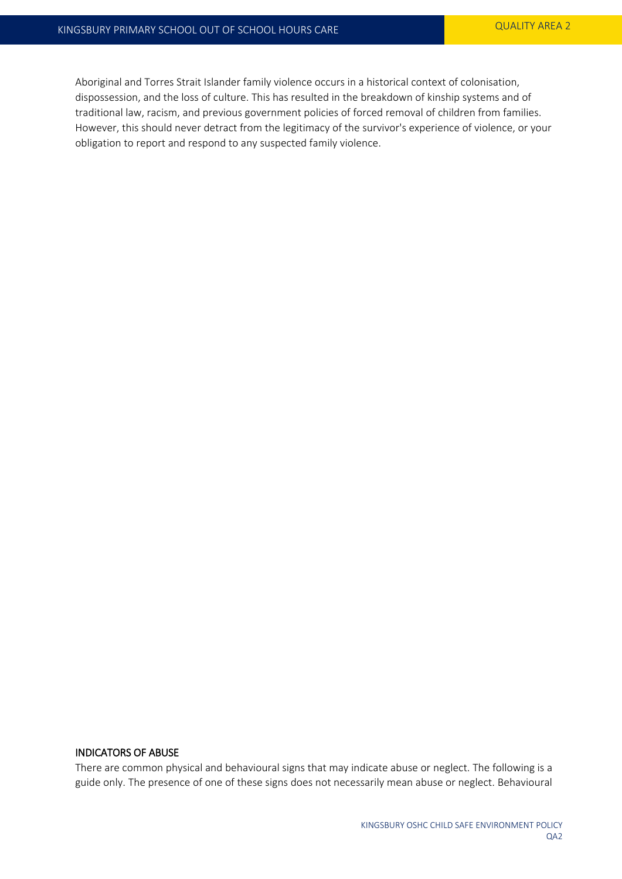Aboriginal and Torres Strait Islander family violence occurs in a historical context of colonisation, dispossession, and the loss of culture. This has resulted in the breakdown of kinship systems and of traditional law, racism, and previous government policies of forced removal of children from families. However, this should never detract from the legitimacy of the survivor's experience of violence, or your obligation to report and respond to any suspected family violence.

## INDICATORS OF ABUSE

There are common physical and behavioural signs that may indicate abuse or neglect. The following is a guide only. The presence of one of these signs does not necessarily mean abuse or neglect. Behavioural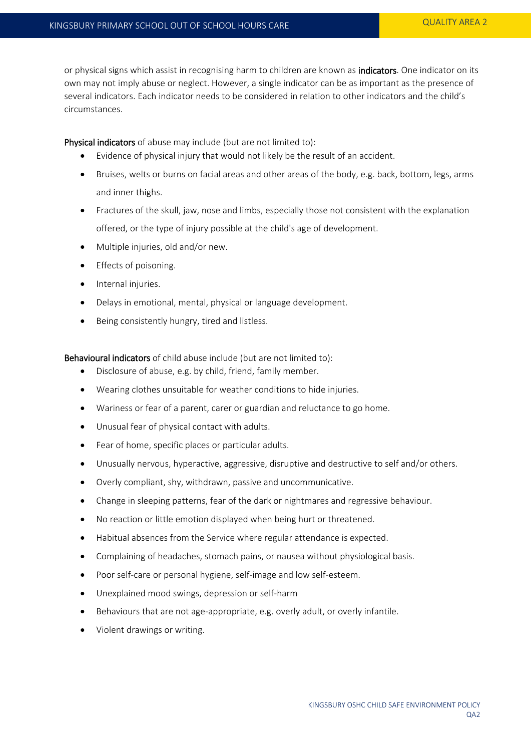or physical signs which assist in recognising harm to children are known as **indicators**. One indicator on its own may not imply abuse or neglect. However, a single indicator can be as important as the presence of several indicators. Each indicator needs to be considered in relation to other indicators and the child's circumstances.

**Physical indicators** of abuse may include (but are not limited to):

- Evidence of physical injury that would not likely be the result of an accident.
- Bruises, welts or burns on facial areas and other areas of the body, e.g. back, bottom, legs, arms and inner thighs.
- Fractures of the skull, jaw, nose and limbs, especially those not consistent with the explanation offered, or the type of injury possible at the child's age of development.
- Multiple injuries, old and/or new.
- Effects of poisoning.
- Internal injuries.
- Delays in emotional, mental, physical or language development.
- Being consistently hungry, tired and listless.

**Behavioural indicators** of child abuse include (but are not limited to):

- Disclosure of abuse, e.g. by child, friend, family member.
- Wearing clothes unsuitable for weather conditions to hide injuries.
- Wariness or fear of a parent, carer or guardian and reluctance to go home.
- Unusual fear of physical contact with adults.
- Fear of home, specific places or particular adults.
- Unusually nervous, hyperactive, aggressive, disruptive and destructive to self and/or others.
- Overly compliant, shy, withdrawn, passive and uncommunicative.
- Change in sleeping patterns, fear of the dark or nightmares and regressive behaviour.
- No reaction or little emotion displayed when being hurt or threatened.
- Habitual absences from the Service where regular attendance is expected.
- Complaining of headaches, stomach pains, or nausea without physiological basis.
- Poor self-care or personal hygiene, self-image and low self-esteem.
- Unexplained mood swings, depression or self-harm
- Behaviours that are not age-appropriate, e.g. overly adult, or overly infantile.
- Violent drawings or writing.